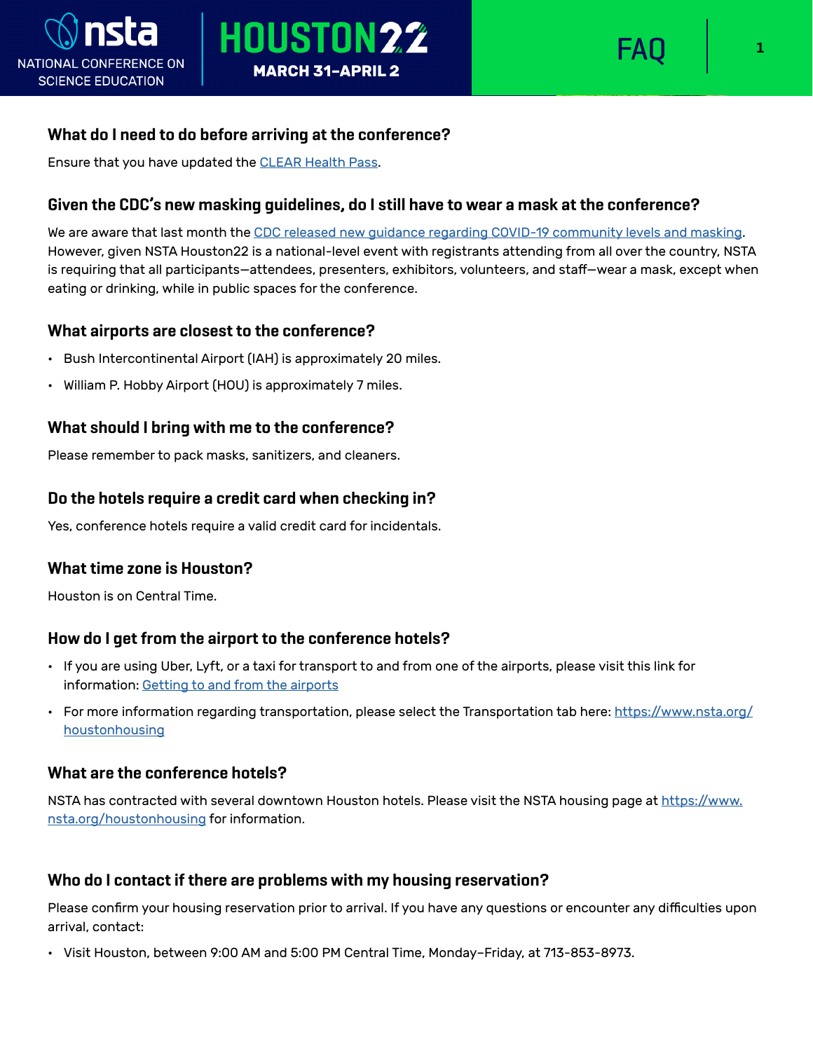# NSTA National Conference on Science Education — Houston22, March 31–April 2

## FAQ

### What do I need to do before arriving at the conference?

Ensure that you have updated the CLEAR Health Pass.

### Given the CDC's new masking guidelines, do I still have to wear a mask at the conference?

We are aware that last month the CDC released new guidance regarding COVID-19 community levels and masking. However, given NSTA Houston22 is a national-level event with registrants attending from all over the country, NSTA is requiring that all participants—attendees, presenters, exhibitors, volunteers, and staff—wear a mask, except when eating or drinking, while in public spaces for the conference.

### What airports are closest to the conference?

- Bush Intercontinental Airport (IAH) is approximately 20 miles.
- William P. Hobby Airport (HOU) is approximately 7 miles.

### What should I bring with me to the conference?

Please remember to pack masks, sanitizers, and cleaners.

### Do the hotels require a credit card when checking in?

Yes, conference hotels require a valid credit card for incidentals.

### What time zone is Houston?

Houston is on Central Time.

### How do I get from the airport to the conference hotels?

- If you are using Uber, Lyft, or a taxi for transport to and from one of the airports, please visit this link for information: Getting to and from the airports
- For more information regarding transportation, please select the Transportation tab here: https://www.nsta.org/houstonhousing

### What are the conference hotels?

NSTA has contracted with several downtown Houston hotels. Please visit the NSTA housing page at https://www.nsta.org/houstonhousing for information.

### Who do I contact if there are problems with my housing reservation?

Please confirm your housing reservation prior to arrival. If you have any questions or encounter any difficulties upon arrival, contact:

- Visit Houston, between 9:00 AM and 5:00 PM Central Time, Monday–Friday, at 713-853-8973.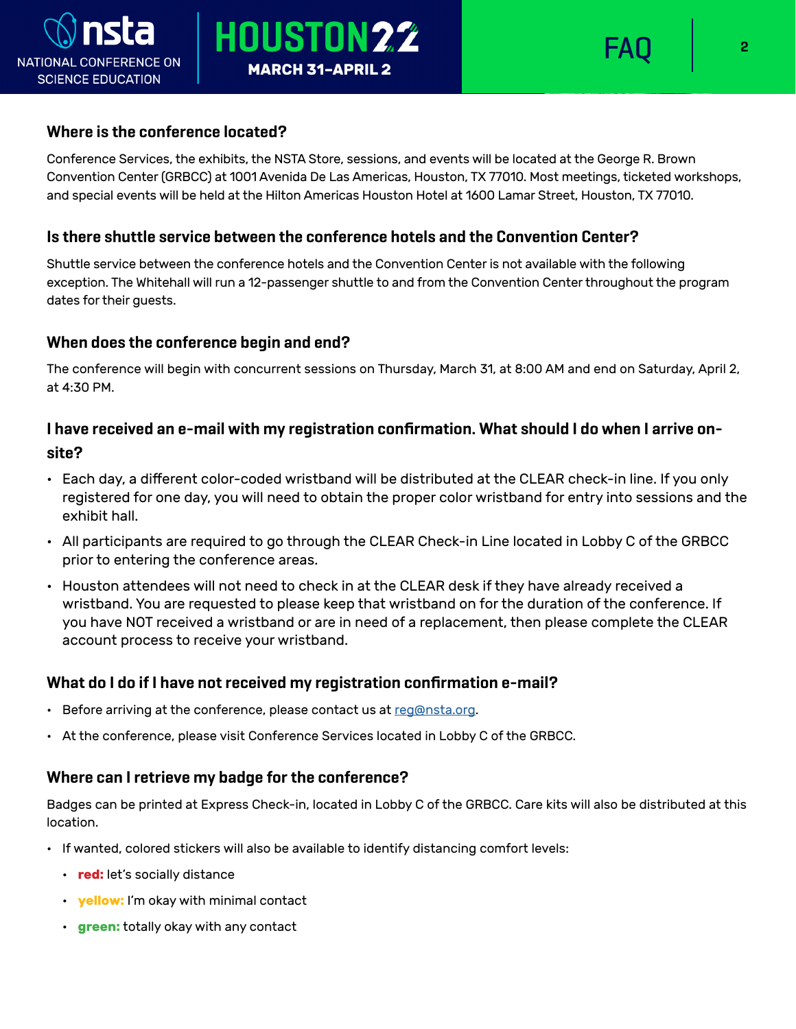## Where is the conference located?

Conference Services, the exhibits, the NSTA Store, sessions, and events will be located at the George R. Brown Convention Center (GRBCC) at 1001 Avenida De Las Americas, Houston, TX 77010. Most meetings, ticketed workshops, and special events will be held at the Hilton Americas Houston Hotel at 1600 Lamar Street, Houston, TX 77010.

## Is there shuttle service between the conference hotels and the Convention Center?

Shuttle service between the conference hotels and the Convention Center is not available with the following exception. The Whitehall will run a 12-passenger shuttle to and from the Convention Center throughout the program dates for their guests.

## When does the conference begin and end?

The conference will begin with concurrent sessions on Thursday, March 31, at 8:00 AM and end on Saturday, April 2, at 4:30 PM.

## I have received an e-mail with my registration confirmation. What should I do when I arrive on-site?

- Each day, a different color-coded wristband will be distributed at the CLEAR check-in line. If you only registered for one day, you will need to obtain the proper color wristband for entry into sessions and the exhibit hall.
- All participants are required to go through the CLEAR Check-in Line located in Lobby C of the GRBCC prior to entering the conference areas.
- Houston attendees will not need to check in at the CLEAR desk if they have already received a wristband. You are requested to please keep that wristband on for the duration of the conference. If you have NOT received a wristband or are in need of a replacement, then please complete the CLEAR account process to receive your wristband.

## What do I do if I have not received my registration confirmation e-mail?

- Before arriving at the conference, please contact us at reg@nsta.org.
- At the conference, please visit Conference Services located in Lobby C of the GRBCC.

## Where can I retrieve my badge for the conference?

Badges can be printed at Express Check-in, located in Lobby C of the GRBCC. Care kits will also be distributed at this location.

- If wanted, colored stickers will also be available to identify distancing comfort levels:
  - **red:** let's socially distance
  - **yellow:** I'm okay with minimal contact
  - **green:** totally okay with any contact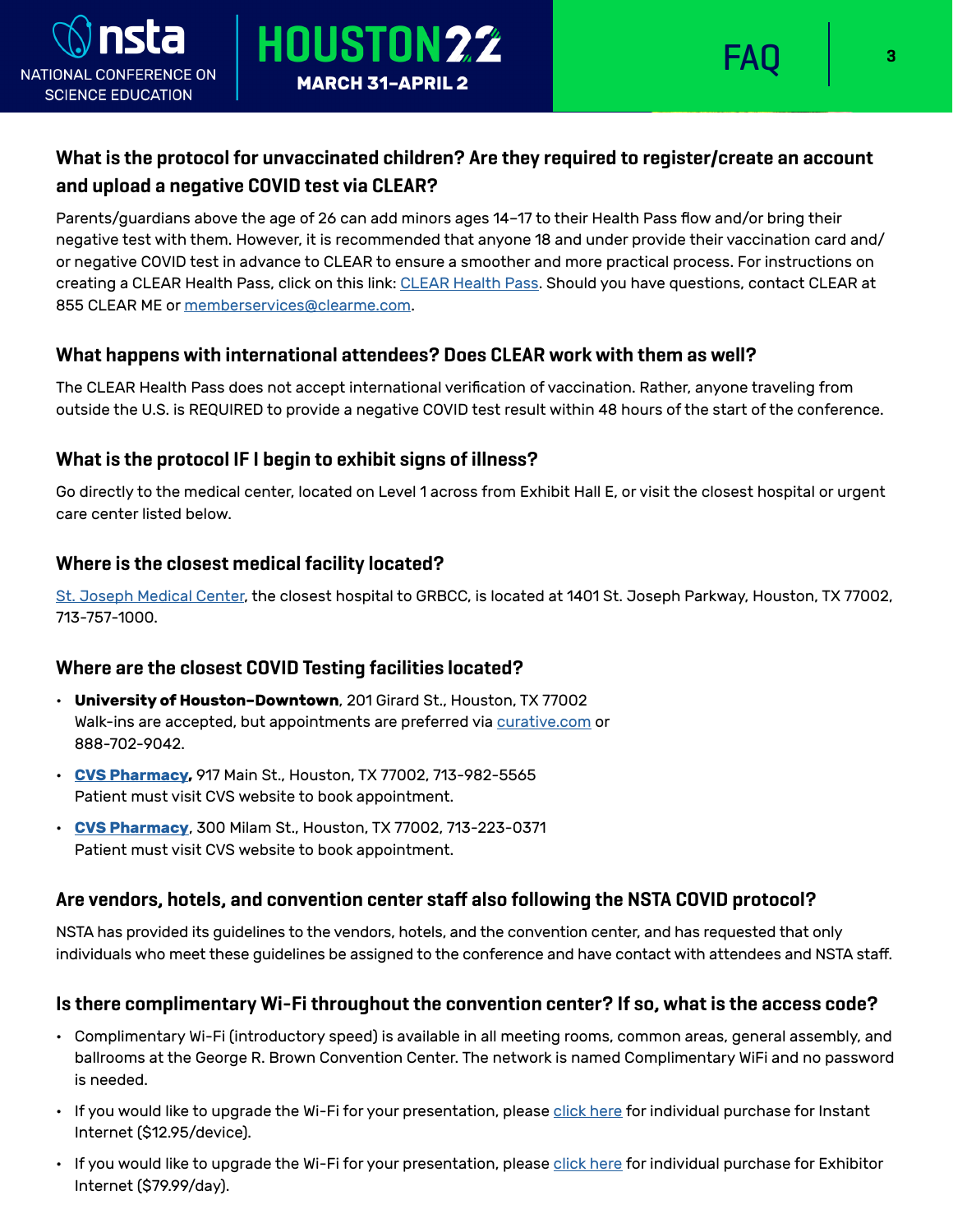### What is the protocol for unvaccinated children? Are they required to register/create an account and upload a negative COVID test via CLEAR?

Parents/guardians above the age of 26 can add minors ages 14–17 to their Health Pass flow and/or bring their negative test with them. However, it is recommended that anyone 18 and under provide their vaccination card and/or negative COVID test in advance to CLEAR to ensure a smoother and more practical process. For instructions on creating a CLEAR Health Pass, click on this link: CLEAR Health Pass. Should you have questions, contact CLEAR at 855 CLEAR ME or memberservices@clearme.com.

### What happens with international attendees? Does CLEAR work with them as well?

The CLEAR Health Pass does not accept international verification of vaccination. Rather, anyone traveling from outside the U.S. is REQUIRED to provide a negative COVID test result within 48 hours of the start of the conference.

### What is the protocol IF I begin to exhibit signs of illness?

Go directly to the medical center, located on Level 1 across from Exhibit Hall E, or visit the closest hospital or urgent care center listed below.

### Where is the closest medical facility located?

St. Joseph Medical Center, the closest hospital to GRBCC, is located at 1401 St. Joseph Parkway, Houston, TX 77002, 713-757-1000.

### Where are the closest COVID Testing facilities located?

- **University of Houston–Downtown**, 201 Girard St., Houston, TX 77002
  Walk-ins are accepted, but appointments are preferred via curative.com or 888-702-9042.
- **CVS Pharmacy**, 917 Main St., Houston, TX 77002, 713-982-5565
  Patient must visit CVS website to book appointment.
- **CVS Pharmacy**, 300 Milam St., Houston, TX 77002, 713-223-0371
  Patient must visit CVS website to book appointment.

### Are vendors, hotels, and convention center staff also following the NSTA COVID protocol?

NSTA has provided its guidelines to the vendors, hotels, and the convention center, and has requested that only individuals who meet these guidelines be assigned to the conference and have contact with attendees and NSTA staff.

### Is there complimentary Wi-Fi throughout the convention center? If so, what is the access code?

- Complimentary Wi-Fi (introductory speed) is available in all meeting rooms, common areas, general assembly, and ballrooms at the George R. Brown Convention Center. The network is named Complimentary WiFi and no password is needed.
- If you would like to upgrade the Wi-Fi for your presentation, please click here for individual purchase for Instant Internet ($12.95/device).
- If you would like to upgrade the Wi-Fi for your presentation, please click here for individual purchase for Exhibitor Internet ($79.99/day).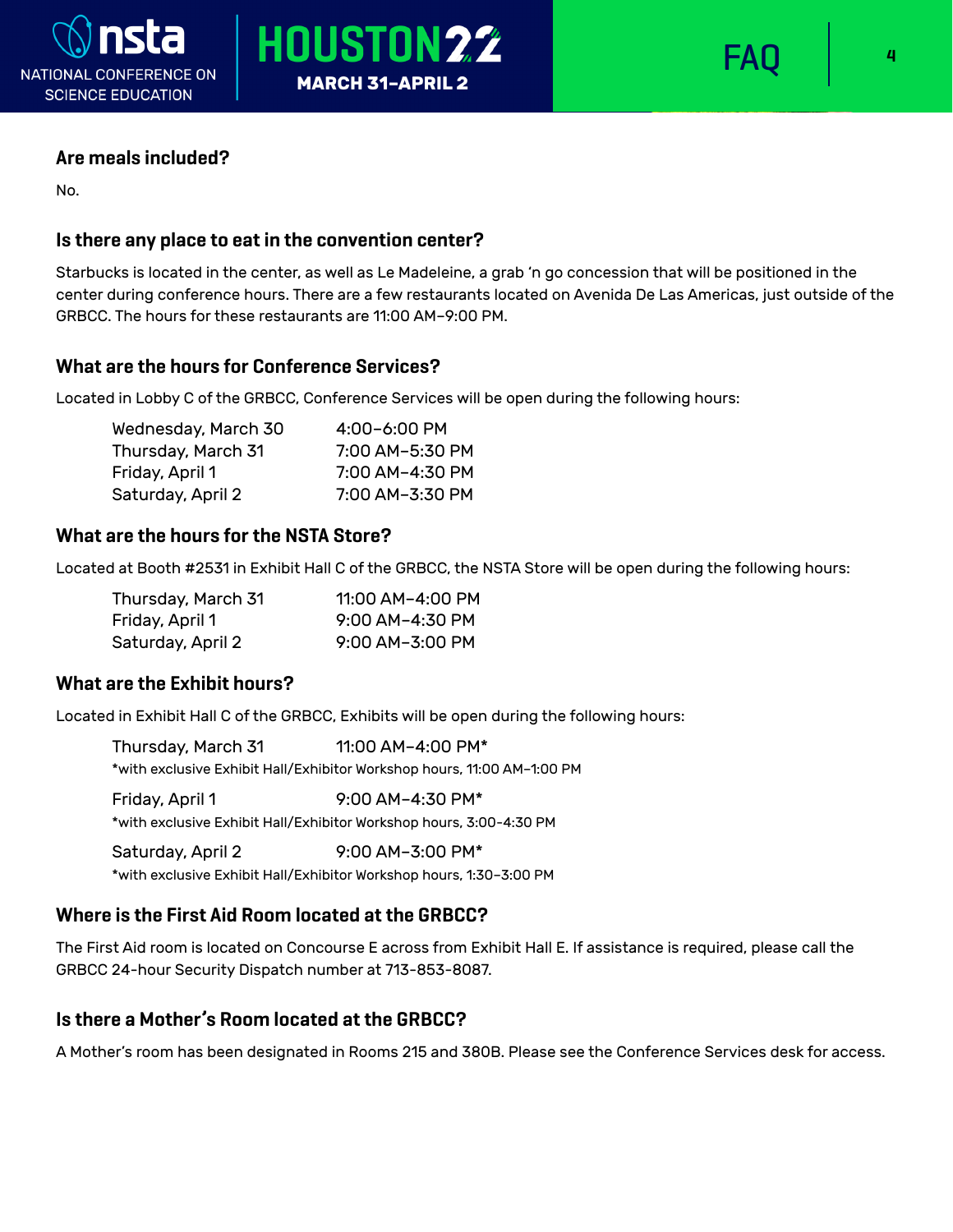### Are meals included?

No.

### Is there any place to eat in the convention center?

Starbucks is located in the center, as well as Le Madeleine, a grab 'n go concession that will be positioned in the center during conference hours. There are a few restaurants located on Avenida De Las Americas, just outside of the GRBCC. The hours for these restaurants are 11:00 AM–9:00 PM.

### What are the hours for Conference Services?

Located in Lobby C of the GRBCC, Conference Services will be open during the following hours:

| | |
|---|---|
| Wednesday, March 30 | 4:00–6:00 PM |
| Thursday, March 31 | 7:00 AM–5:30 PM |
| Friday, April 1 | 7:00 AM–4:30 PM |
| Saturday, April 2 | 7:00 AM–3:30 PM |

### What are the hours for the NSTA Store?

Located at Booth #2531 in Exhibit Hall C of the GRBCC, the NSTA Store will be open during the following hours:

| | |
|---|---|
| Thursday, March 31 | 11:00 AM–4:00 PM |
| Friday, April 1 | 9:00 AM–4:30 PM |
| Saturday, April 2 | 9:00 AM–3:00 PM |

### What are the Exhibit hours?

Located in Exhibit Hall C of the GRBCC, Exhibits will be open during the following hours:

Thursday, March 31 — 11:00 AM–4:00 PM*
*with exclusive Exhibit Hall/Exhibitor Workshop hours, 11:00 AM–1:00 PM

Friday, April 1 — 9:00 AM–4:30 PM*
*with exclusive Exhibit Hall/Exhibitor Workshop hours, 3:00-4:30 PM

Saturday, April 2 — 9:00 AM–3:00 PM*
*with exclusive Exhibit Hall/Exhibitor Workshop hours, 1:30–3:00 PM

### Where is the First Aid Room located at the GRBCC?

The First Aid room is located on Concourse E across from Exhibit Hall E. If assistance is required, please call the GRBCC 24-hour Security Dispatch number at 713-853-8087.

### Is there a Mother's Room located at the GRBCC?

A Mother's room has been designated in Rooms 215 and 380B. Please see the Conference Services desk for access.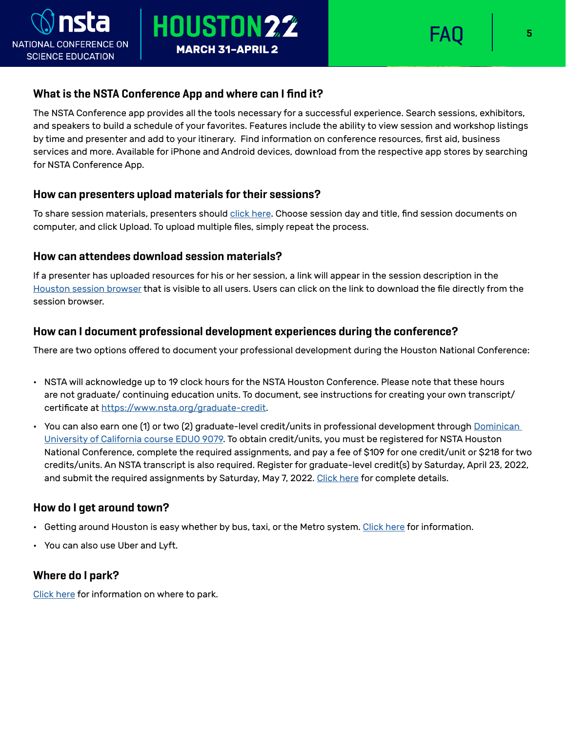## What is the NSTA Conference App and where can I find it?

The NSTA Conference app provides all the tools necessary for a successful experience. Search sessions, exhibitors, and speakers to build a schedule of your favorites. Features include the ability to view session and workshop listings by time and presenter and add to your itinerary. Find information on conference resources, first aid, business services and more. Available for iPhone and Android devices, download from the respective app stores by searching for NSTA Conference App.

## How can presenters upload materials for their sessions?

To share session materials, presenters should click here. Choose session day and title, find session documents on computer, and click Upload. To upload multiple files, simply repeat the process.

## How can attendees download session materials?

If a presenter has uploaded resources for his or her session, a link will appear in the session description in the Houston session browser that is visible to all users. Users can click on the link to download the file directly from the session browser.

## How can I document professional development experiences during the conference?

There are two options offered to document your professional development during the Houston National Conference:

- NSTA will acknowledge up to 19 clock hours for the NSTA Houston Conference. Please note that these hours are not graduate/ continuing education units. To document, see instructions for creating your own transcript/ certificate at https://www.nsta.org/graduate-credit.
- You can also earn one (1) or two (2) graduate-level credit/units in professional development through Dominican University of California course EDUO 9079. To obtain credit/units, you must be registered for NSTA Houston National Conference, complete the required assignments, and pay a fee of $109 for one credit/unit or $218 for two credits/units. An NSTA transcript is also required. Register for graduate-level credit(s) by Saturday, April 23, 2022, and submit the required assignments by Saturday, May 7, 2022. Click here for complete details.

## How do I get around town?

- Getting around Houston is easy whether by bus, taxi, or the Metro system. Click here for information.
- You can also use Uber and Lyft.

## Where do I park?

Click here for information on where to park.